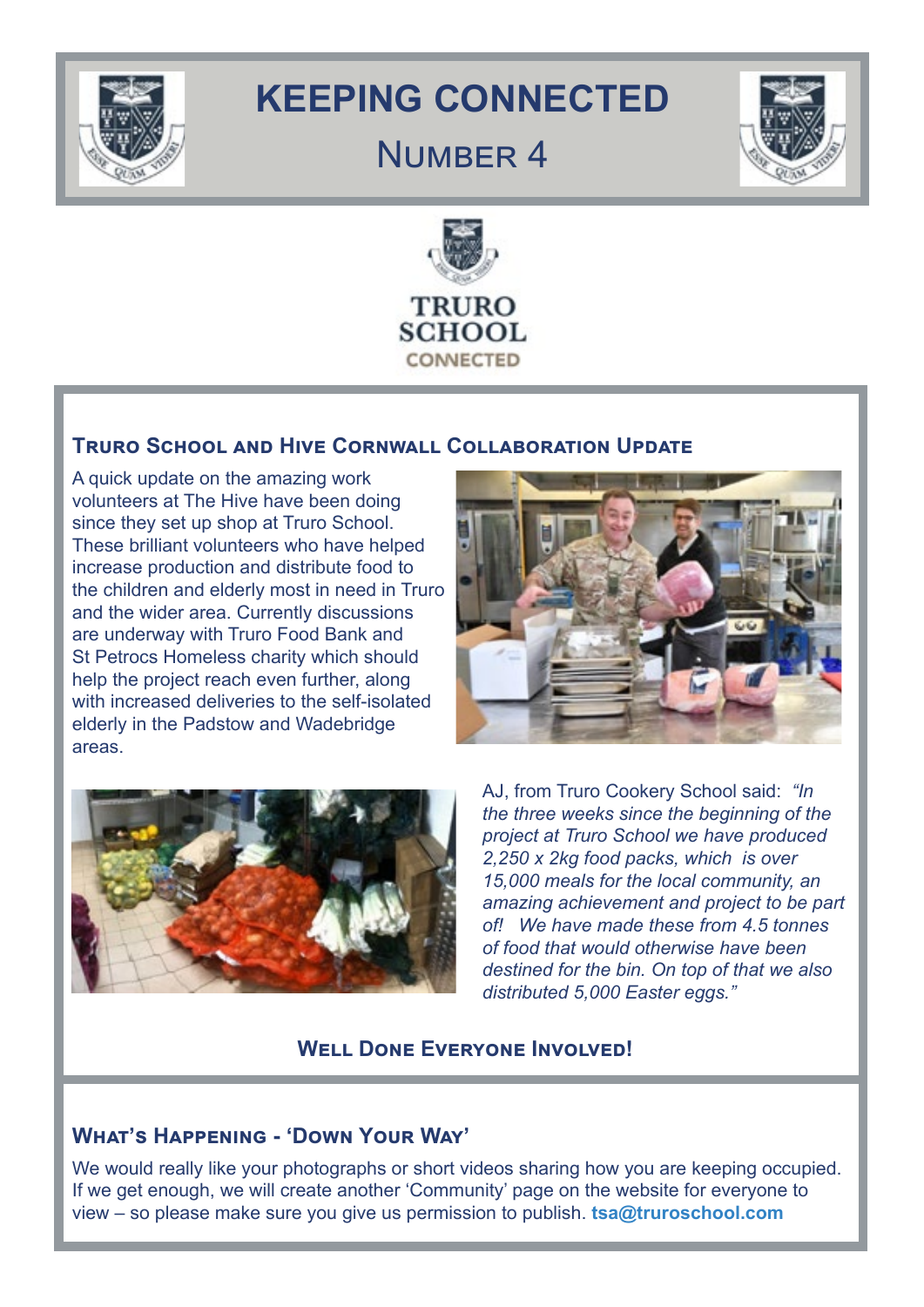# KEEPING CONNECTED

## Number 4

TRURO SCHOOL
CONNECTED

### Truro School and Hive Cornwall Collaboration Update

A quick update on the amazing work volunteers at The Hive have been doing since they set up shop at Truro School. These brilliant volunteers who have helped increase production and distribute food to the children and elderly most in need in Truro and the wider area. Currently discussions are underway with Truro Food Bank and St Petrocs Homeless charity which should help the project reach even further, along with increased deliveries to the self-isolated elderly in the Padstow and Wadebridge areas.

AJ, from Truro Cookery School said: *"In the three weeks since the beginning of the project at Truro School we have produced 2,250 x 2kg food packs, which is over 15,000 meals for the local community, an amazing achievement and project to be part of! We have made these from 4.5 tonnes of food that would otherwise have been destined for the bin. On top of that we also distributed 5,000 Easter eggs."*

**Well Done Everyone Involved!**

### What's Happening - 'Down Your Way'

We would really like your photographs or short videos sharing how you are keeping occupied. If we get enough, we will create another 'Community' page on the website for everyone to view – so please make sure you give us permission to publish. **tsa@truroschool.com**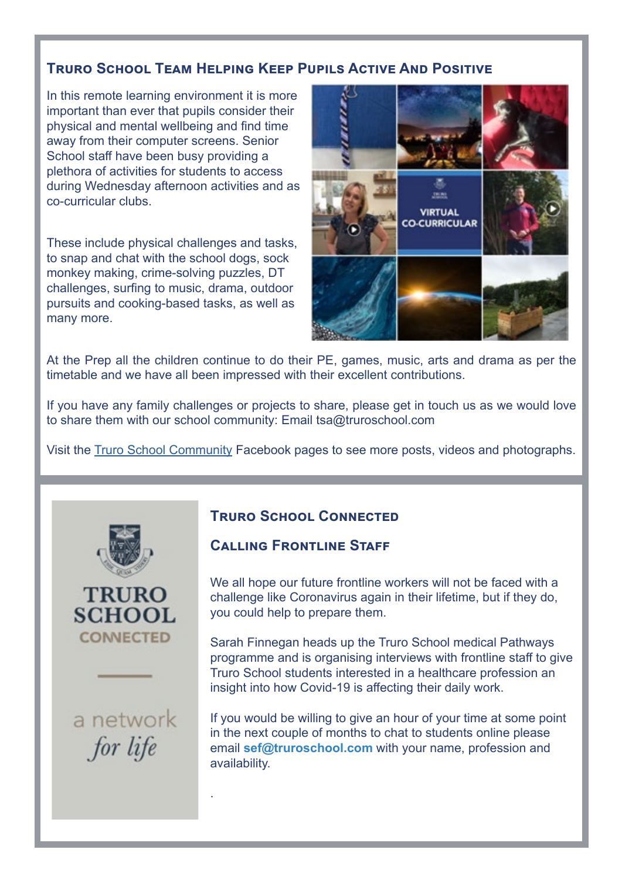## Truro School Team Helping Keep Pupils Active And Positive

In this remote learning environment it is more important than ever that pupils consider their physical and mental wellbeing and find time away from their computer screens. Senior School staff have been busy providing a plethora of activities for students to access during Wednesday afternoon activities and as co-curricular clubs.

These include physical challenges and tasks, to snap and chat with the school dogs, sock monkey making, crime-solving puzzles, DT challenges, surfing to music, drama, outdoor pursuits and cooking-based tasks, as well as many more.

At the Prep all the children continue to do their PE, games, music, arts and drama as per the timetable and we have all been impressed with their excellent contributions.

If you have any family challenges or projects to share, please get in touch us as we would love to share them with our school community: Email tsa@truroschool.com

Visit the Truro School Community Facebook pages to see more posts, videos and photographs.

## Truro School Connected

### Calling Frontline Staff

We all hope our future frontline workers will not be faced with a challenge like Coronavirus again in their lifetime, but if they do, you could help to prepare them.

Sarah Finnegan heads up the Truro School medical Pathways programme and is organising interviews with frontline staff to give Truro School students interested in a healthcare profession an insight into how Covid-19 is affecting their daily work.

If you would be willing to give an hour of your time at some point in the next couple of months to chat to students online please email **sef@truroschool.com** with your name, profession and availability.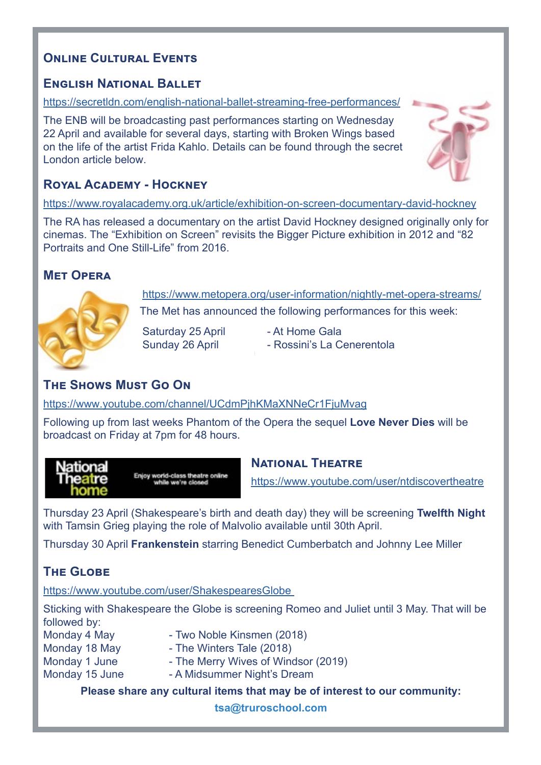# Online Cultural Events

## English National Ballet

https://secretldn.com/english-national-ballet-streaming-free-performances/

The ENB will be broadcasting past performances starting on Wednesday 22 April and available for several days, starting with Broken Wings based on the life of the artist Frida Kahlo. Details can be found through the secret London article below.

## Royal Academy - Hockney

https://www.royalacademy.org.uk/article/exhibition-on-screen-documentary-david-hockney

The RA has released a documentary on the artist David Hockney designed originally only for cinemas. The "Exhibition on Screen" revisits the Bigger Picture exhibition in 2012 and "82 Portraits and One Still-Life" from 2016.

## Met Opera

https://www.metopera.org/user-information/nightly-met-opera-streams/

The Met has announced the following performances for this week:

Saturday 25 April - At Home Gala
Sunday 26 April - Rossini's La Cenerentola

## The Shows Must Go On

https://www.youtube.com/channel/UCdmPjhKMaXNNeCr1FjuMvag

Following up from last weeks Phantom of the Opera the sequel **Love Never Dies** will be broadcast on Friday at 7pm for 48 hours.

National Theatre home — Enjoy world-class theatre online while we're closed

## National Theatre

https://www.youtube.com/user/ntdiscovertheatre

Thursday 23 April (Shakespeare's birth and death day) they will be screening **Twelfth Night** with Tamsin Grieg playing the role of Malvolio available until 30th April.

Thursday 30 April **Frankenstein** starring Benedict Cumberbatch and Johnny Lee Miller

## The Globe

https://www.youtube.com/user/ShakespearesGlobe

Sticking with Shakespeare the Globe is screening Romeo and Juliet until 3 May. That will be followed by:

Monday 4 May - Two Noble Kinsmen (2018)
Monday 18 May - The Winters Tale (2018)
Monday 1 June - The Merry Wives of Windsor (2019)
Monday 15 June - A Midsummer Night's Dream

**Please share any cultural items that may be of interest to our community:**

**tsa@truroschool.com**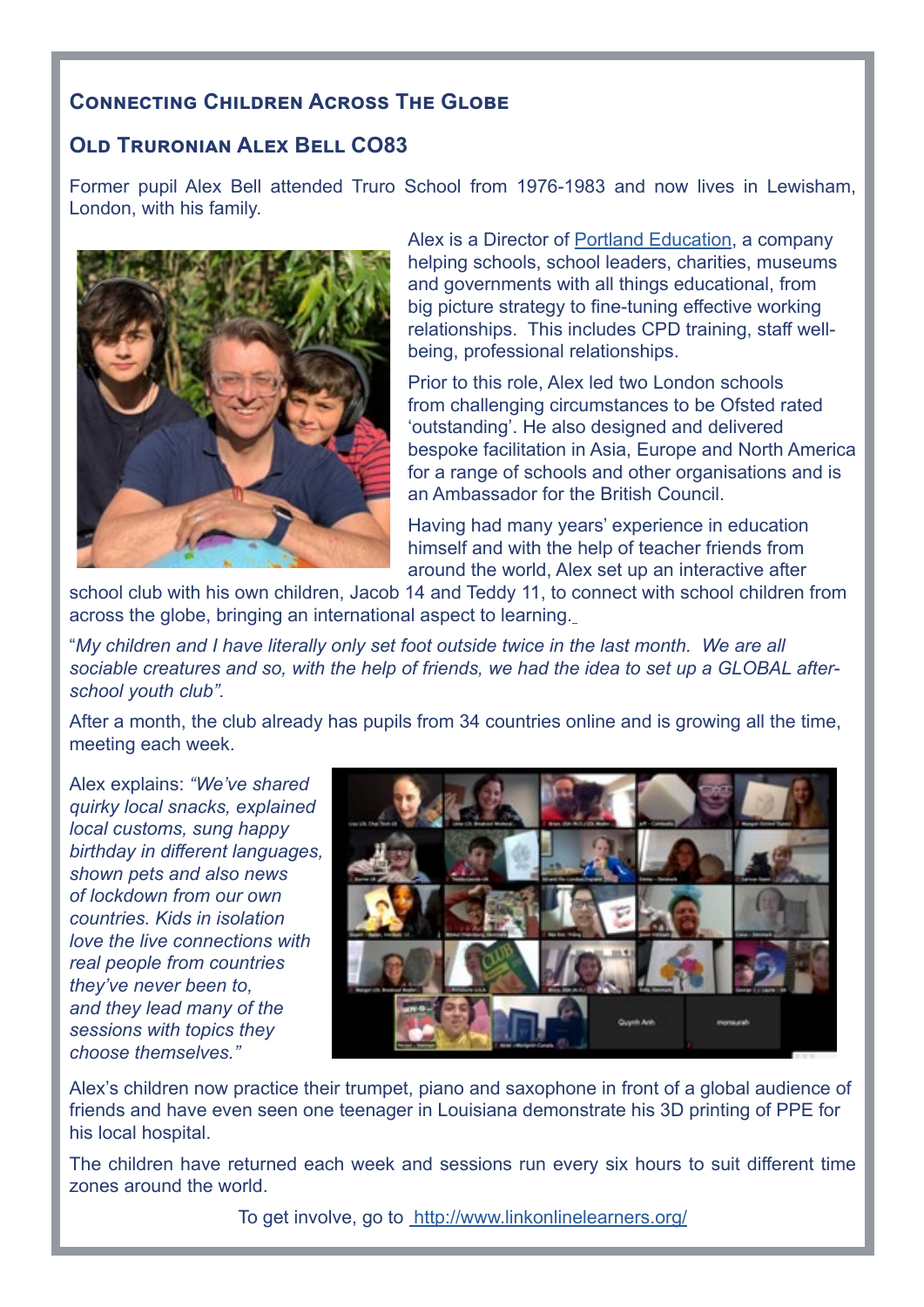## Connecting Children Across The Globe

## Old Truronian Alex Bell CO83

Former pupil Alex Bell attended Truro School from 1976-1983 and now lives in Lewisham, London, with his family.

Alex is a Director of Portland Education, a company helping schools, school leaders, charities, museums and governments with all things educational, from big picture strategy to fine-tuning effective working relationships. This includes CPD training, staff well-being, professional relationships.

Prior to this role, Alex led two London schools from challenging circumstances to be Ofsted rated 'outstanding'. He also designed and delivered bespoke facilitation in Asia, Europe and North America for a range of schools and other organisations and is an Ambassador for the British Council.

Having had many years' experience in education himself and with the help of teacher friends from around the world, Alex set up an interactive after school club with his own children, Jacob 14 and Teddy 11, to connect with school children from across the globe, bringing an international aspect to learning.

"*My children and I have literally only set foot outside twice in the last month. We are all sociable creatures and so, with the help of friends, we had the idea to set up a GLOBAL after-school youth club".*

After a month, the club already has pupils from 34 countries online and is growing all the time, meeting each week.

Alex explains: *"We've shared quirky local snacks, explained local customs, sung happy birthday in different languages, shown pets and also news of lockdown from our own countries. Kids in isolation love the live connections with real people from countries they've never been to, and they lead many of the sessions with topics they choose themselves."*

Alex's children now practice their trumpet, piano and saxophone in front of a global audience of friends and have even seen one teenager in Louisiana demonstrate his 3D printing of PPE for his local hospital.

The children have returned each week and sessions run every six hours to suit different time zones around the world.

To get involve, go to http://www.linkonlinelearners.org/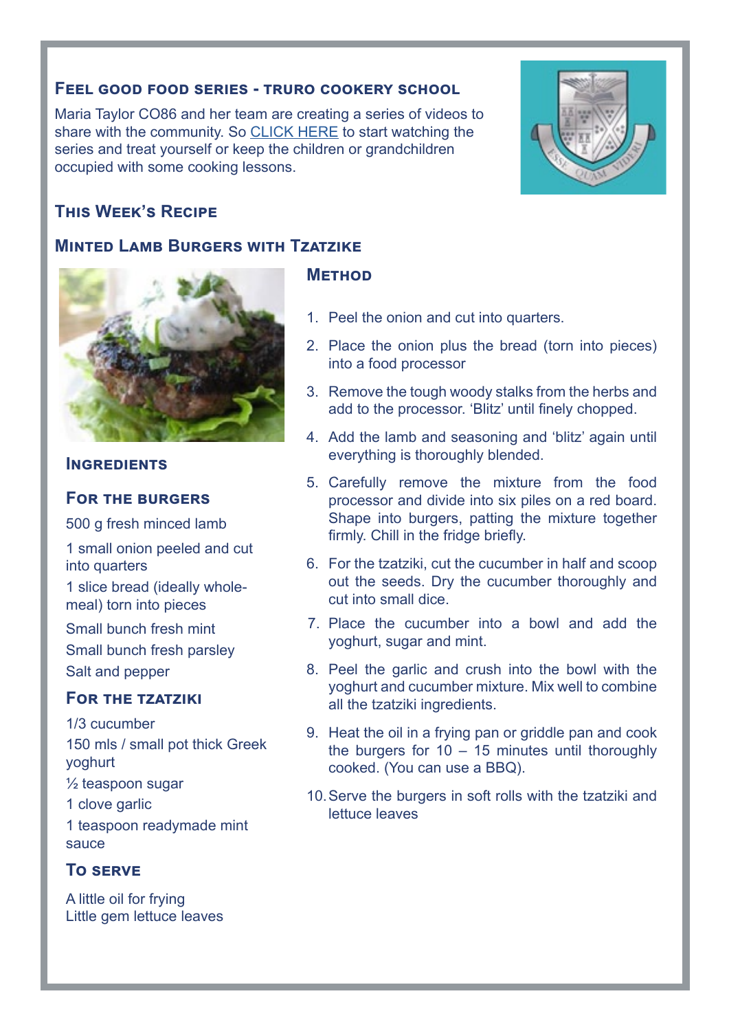## Feel good food series - Truro Cookery School

Maria Taylor CO86 and her team are creating a series of videos to share with the community. So CLICK HERE to start watching the series and treat yourself or keep the children or grandchildren occupied with some cooking lessons.

## This Week's Recipe

## Minted Lamb Burgers with Tzatzike

### Ingredients

### For the burgers

500 g fresh minced lamb

1 small onion peeled and cut into quarters

1 slice bread (ideally whole-meal) torn into pieces

Small bunch fresh mint

Small bunch fresh parsley

Salt and pepper

### For the tzatziki

1/3 cucumber

150 mls / small pot thick Greek yoghurt

½ teaspoon sugar

1 clove garlic

1 teaspoon readymade mint sauce

### To serve

A little oil for frying
Little gem lettuce leaves

### Method

1. Peel the onion and cut into quarters.
2. Place the onion plus the bread (torn into pieces) into a food processor
3. Remove the tough woody stalks from the herbs and add to the processor. 'Blitz' until finely chopped.
4. Add the lamb and seasoning and 'blitz' again until everything is thoroughly blended.
5. Carefully remove the mixture from the food processor and divide into six piles on a red board. Shape into burgers, patting the mixture together firmly. Chill in the fridge briefly.
6. For the tzatziki, cut the cucumber in half and scoop out the seeds. Dry the cucumber thoroughly and cut into small dice.
7. Place the cucumber into a bowl and add the yoghurt, sugar and mint.
8. Peel the garlic and crush into the bowl with the yoghurt and cucumber mixture. Mix well to combine all the tzatziki ingredients.
9. Heat the oil in a frying pan or griddle pan and cook the burgers for 10 – 15 minutes until thoroughly cooked. (You can use a BBQ).
10. Serve the burgers in soft rolls with the tzatziki and lettuce leaves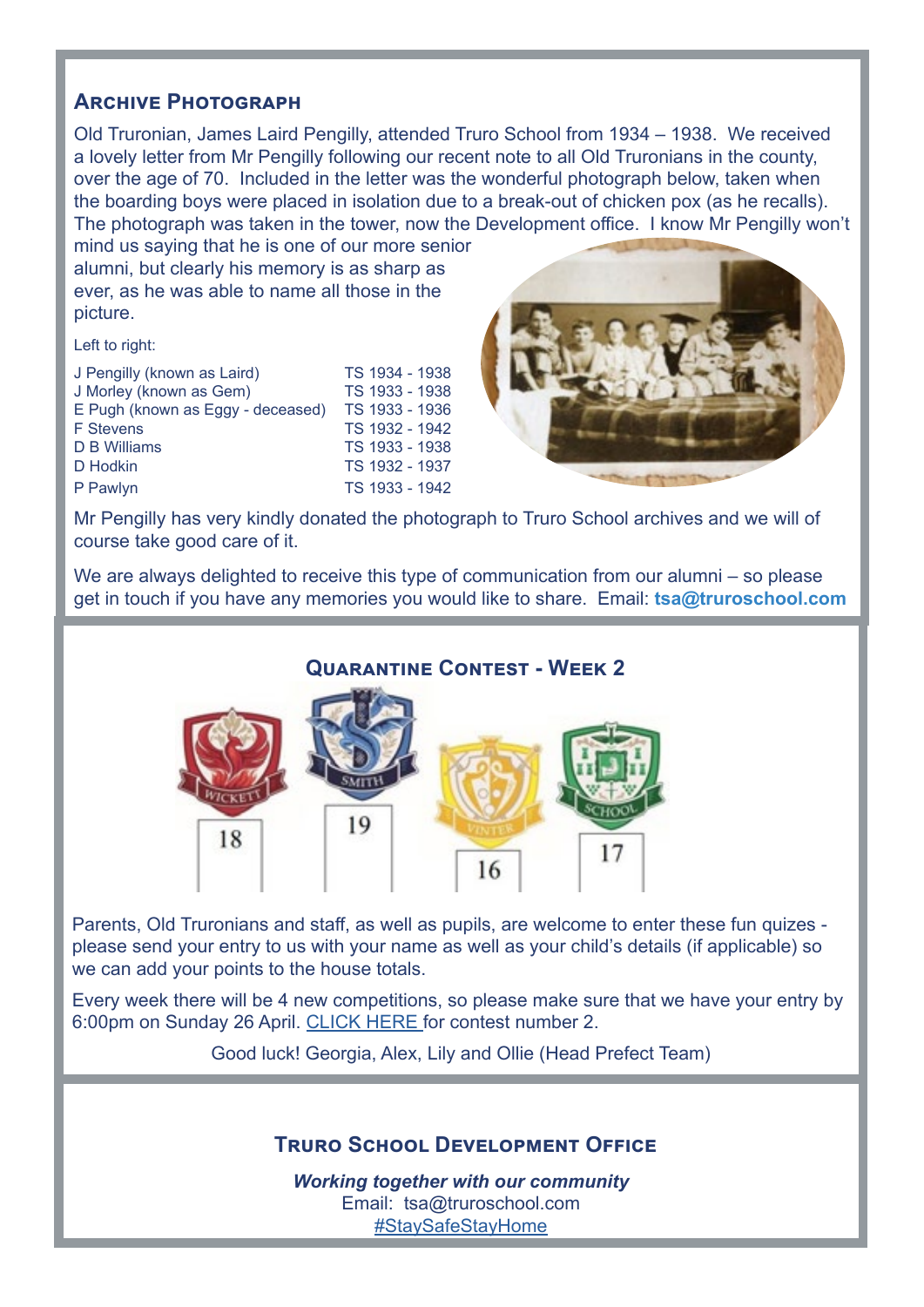## Archive Photograph

Old Truronian, James Laird Pengilly, attended Truro School from 1934 – 1938. We received a lovely letter from Mr Pengilly following our recent note to all Old Truronians in the county, over the age of 70. Included in the letter was the wonderful photograph below, taken when the boarding boys were placed in isolation due to a break-out of chicken pox (as he recalls). The photograph was taken in the tower, now the Development office. I know Mr Pengilly won't mind us saying that he is one of our more senior alumni, but clearly his memory is as sharp as ever, as he was able to name all those in the picture.

Left to right:

| | |
|---|---|
| J Pengilly (known as Laird) | TS 1934 - 1938 |
| J Morley (known as Gem) | TS 1933 - 1938 |
| E Pugh (known as Eggy - deceased) | TS 1933 - 1936 |
| F Stevens | TS 1932 - 1942 |
| D B Williams | TS 1933 - 1938 |
| D Hodkin | TS 1932 - 1937 |
| P Pawlyn | TS 1933 - 1942 |

Mr Pengilly has very kindly donated the photograph to Truro School archives and we will of course take good care of it.

We are always delighted to receive this type of communication from our alumni – so please get in touch if you have any memories you would like to share. Email: **tsa@truroschool.com**

## Quarantine Contest - Week 2

WICKETT 18

SMITH 19

VINTER 16

SCHOOL 17

Parents, Old Truronians and staff, as well as pupils, are welcome to enter these fun quizes - please send your entry to us with your name as well as your child's details (if applicable) so we can add your points to the house totals.

Every week there will be 4 new competitions, so please make sure that we have your entry by 6:00pm on Sunday 26 April. CLICK HERE for contest number 2.

Good luck! Georgia, Alex, Lily and Ollie (Head Prefect Team)

## Truro School Development Office

***Working together with our community***

Email: tsa@truroschool.com

#StaySafeStayHome